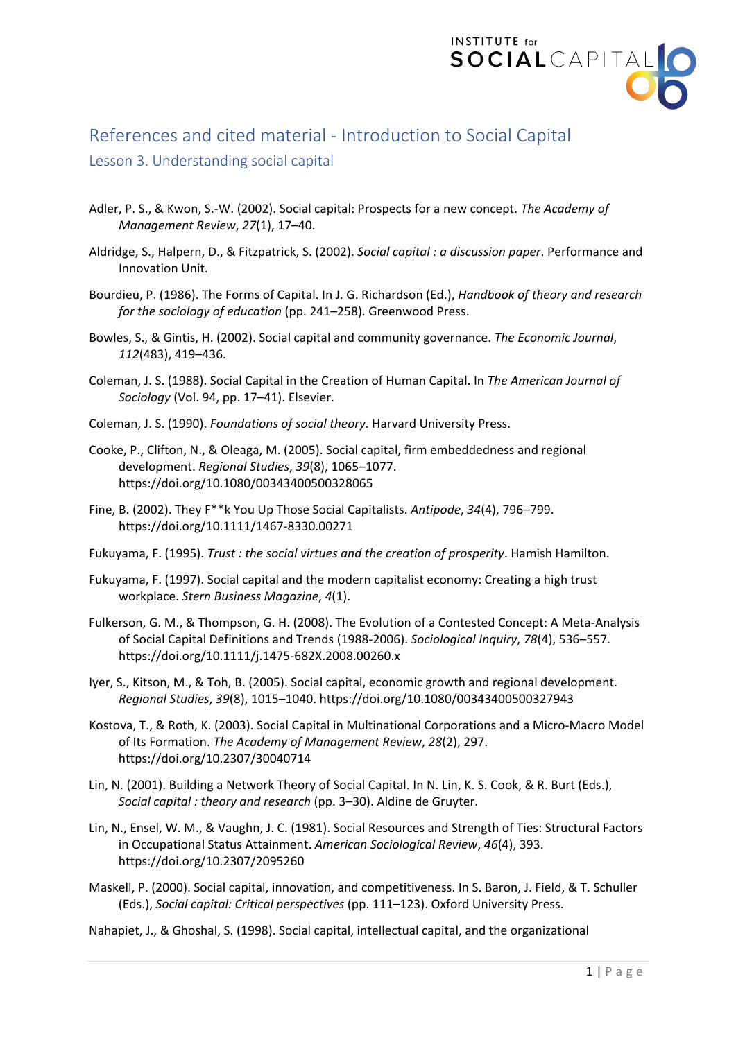# References and cited material - Introduction to Social Capital

## Lesson 3. Understanding social capital

Adler, P. S., & Kwon, S.-W. (2002). Social capital: Prospects for a new concept. *The Academy of Management Review*, *27*(1), 17–40.

Aldridge, S., Halpern, D., & Fitzpatrick, S. (2002). *Social capital : a discussion paper*. Performance and Innovation Unit.

Bourdieu, P. (1986). The Forms of Capital. In J. G. Richardson (Ed.), *Handbook of theory and research for the sociology of education* (pp. 241–258). Greenwood Press.

Bowles, S., & Gintis, H. (2002). Social capital and community governance. *The Economic Journal*, *112*(483), 419–436.

Coleman, J. S. (1988). Social Capital in the Creation of Human Capital. In *The American Journal of Sociology* (Vol. 94, pp. 17–41). Elsevier.

Coleman, J. S. (1990). *Foundations of social theory*. Harvard University Press.

Cooke, P., Clifton, N., & Oleaga, M. (2005). Social capital, firm embeddedness and regional development. *Regional Studies*, *39*(8), 1065–1077. https://doi.org/10.1080/00343400500328065

Fine, B. (2002). They F**k You Up Those Social Capitalists. *Antipode*, *34*(4), 796–799. https://doi.org/10.1111/1467-8330.00271

Fukuyama, F. (1995). *Trust : the social virtues and the creation of prosperity*. Hamish Hamilton.

Fukuyama, F. (1997). Social capital and the modern capitalist economy: Creating a high trust workplace. *Stern Business Magazine*, *4*(1).

Fulkerson, G. M., & Thompson, G. H. (2008). The Evolution of a Contested Concept: A Meta-Analysis of Social Capital Definitions and Trends (1988-2006). *Sociological Inquiry*, *78*(4), 536–557. https://doi.org/10.1111/j.1475-682X.2008.00260.x

Iyer, S., Kitson, M., & Toh, B. (2005). Social capital, economic growth and regional development. *Regional Studies*, *39*(8), 1015–1040. https://doi.org/10.1080/00343400500327943

Kostova, T., & Roth, K. (2003). Social Capital in Multinational Corporations and a Micro-Macro Model of Its Formation. *The Academy of Management Review*, *28*(2), 297. https://doi.org/10.2307/30040714

Lin, N. (2001). Building a Network Theory of Social Capital. In N. Lin, K. S. Cook, & R. Burt (Eds.), *Social capital : theory and research* (pp. 3–30). Aldine de Gruyter.

Lin, N., Ensel, W. M., & Vaughn, J. C. (1981). Social Resources and Strength of Ties: Structural Factors in Occupational Status Attainment. *American Sociological Review*, *46*(4), 393. https://doi.org/10.2307/2095260

Maskell, P. (2000). Social capital, innovation, and competitiveness. In S. Baron, J. Field, & T. Schuller (Eds.), *Social capital: Critical perspectives* (pp. 111–123). Oxford University Press.

Nahapiet, J., & Ghoshal, S. (1998). Social capital, intellectual capital, and the organizational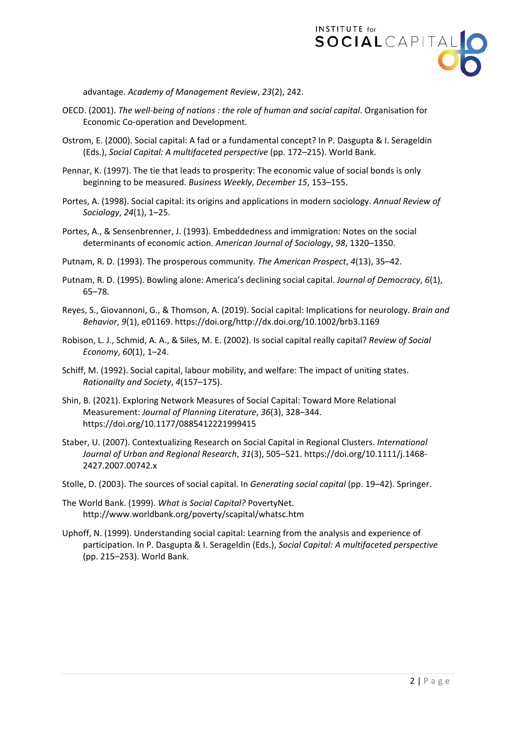advantage. *Academy of Management Review*, *23*(2), 242.

OECD. (2001). *The well-being of nations : the role of human and social capital*. Organisation for Economic Co-operation and Development.

Ostrom, E. (2000). Social capital: A fad or a fundamental concept? In P. Dasgupta & I. Serageldin (Eds.), *Social Capital: A multifaceted perspective* (pp. 172–215). World Bank.

Pennar, K. (1997). The tie that leads to prosperity: The economic value of social bonds is only beginning to be measured. *Business Weekly*, *December 15*, 153–155.

Portes, A. (1998). Social capital: its origins and applications in modern sociology. *Annual Review of Sociology*, *24*(1), 1–25.

Portes, A., & Sensenbrenner, J. (1993). Embeddedness and immigration: Notes on the social determinants of economic action. *American Journal of Sociology*, *98*, 1320–1350.

Putnam, R. D. (1993). The prosperous community. *The American Prospect*, *4*(13), 35–42.

Putnam, R. D. (1995). Bowling alone: America's declining social capital. *Journal of Democracy*, *6*(1), 65–78.

Reyes, S., Giovannoni, G., & Thomson, A. (2019). Social capital: Implications for neurology. *Brain and Behavior*, *9*(1), e01169. https://doi.org/http://dx.doi.org/10.1002/brb3.1169

Robison, L. J., Schmid, A. A., & Siles, M. E. (2002). Is social capital really capital? *Review of Social Economy*, *60*(1), 1–24.

Schiff, M. (1992). Social capital, labour mobility, and welfare: The impact of uniting states. *Rationailty and Society*, *4*(157–175).

Shin, B. (2021). Exploring Network Measures of Social Capital: Toward More Relational Measurement: *Journal of Planning Literature*, *36*(3), 328–344. https://doi.org/10.1177/0885412221999415

Staber, U. (2007). Contextualizing Research on Social Capital in Regional Clusters. *International Journal of Urban and Regional Research*, *31*(3), 505–521. https://doi.org/10.1111/j.1468-2427.2007.00742.x

Stolle, D. (2003). The sources of social capital. In *Generating social capital* (pp. 19–42). Springer.

The World Bank. (1999). *What is Social Capital?* PovertyNet. http://www.worldbank.org/poverty/scapital/whatsc.htm

Uphoff, N. (1999). Understanding social capital: Learning from the analysis and experience of participation. In P. Dasgupta & I. Serageldin (Eds.), *Social Capital: A multifaceted perspective* (pp. 215–253). World Bank.